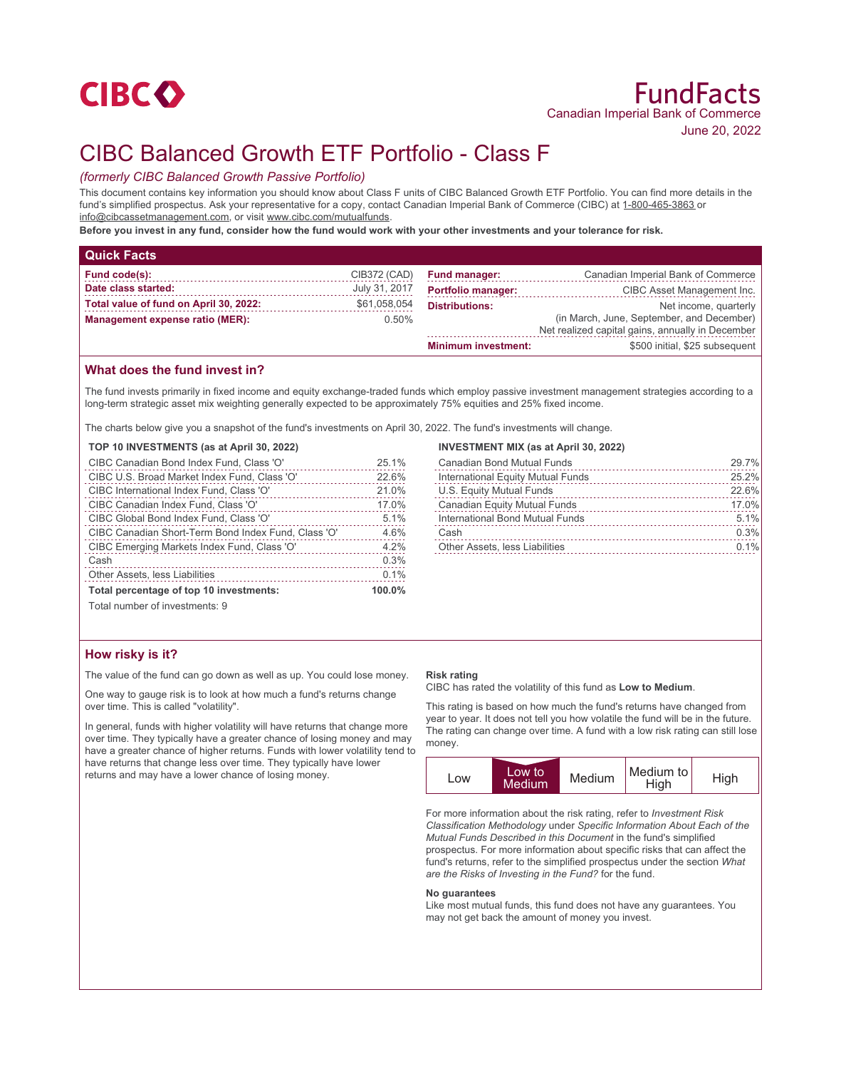CIBC

# FundFacts

Canadian Imperial Bank of Commerce

June 20, 2022

# CIBC Balanced Growth ETF Portfolio - Class F

*(formerly CIBC Balanced Growth Passive Portfolio)*

This document contains key information you should know about Class F units of CIBC Balanced Growth ETF Portfolio. You can find more details in the fund's simplified prospectus. Ask your representative for a copy, contact Canadian Imperial Bank of Commerce (CIBC) at 1-800-465-3863 or info@cibcassetmanagement.com, or visit www.cibc.com/mutualfunds.

**Before you invest in any fund, consider how the fund would work with your other investments and your tolerance for risk.**

## Quick Facts

| | | | |
|---|---|---|---|
| **Fund code(s):** | CIB372 (CAD) | **Fund manager:** | Canadian Imperial Bank of Commerce |
| **Date class started:** | July 31, 2017 | **Portfolio manager:** | CIBC Asset Management Inc. |
| **Total value of fund on April 30, 2022:** | $61,058,054 | **Distributions:** | Net income, quarterly (in March, June, September, and December) Net realized capital gains, annually in December |
| **Management expense ratio (MER):** | 0.50% | **Minimum investment:** | $500 initial, $25 subsequent |

## What does the fund invest in?

The fund invests primarily in fixed income and equity exchange-traded funds which employ passive investment management strategies according to a long-term strategic asset mix weighting generally expected to be approximately 75% equities and 25% fixed income.

The charts below give you a snapshot of the fund's investments on April 30, 2022. The fund's investments will change.

**TOP 10 INVESTMENTS (as at April 30, 2022)**

| | |
|---|---|
| CIBC Canadian Bond Index Fund, Class 'O' | 25.1% |
| CIBC U.S. Broad Market Index Fund, Class 'O' | 22.6% |
| CIBC International Index Fund, Class 'O' | 21.0% |
| CIBC Canadian Index Fund, Class 'O' | 17.0% |
| CIBC Global Bond Index Fund, Class 'O' | 5.1% |
| CIBC Canadian Short-Term Bond Index Fund, Class 'O' | 4.6% |
| CIBC Emerging Markets Index Fund, Class 'O' | 4.2% |
| Cash | 0.3% |
| Other Assets, less Liabilities | 0.1% |
| **Total percentage of top 10 investments:** | **100.0%** |

Total number of investments: 9

**INVESTMENT MIX (as at April 30, 2022)**

| | |
|---|---|
| Canadian Bond Mutual Funds | 29.7% |
| International Equity Mutual Funds | 25.2% |
| U.S. Equity Mutual Funds | 22.6% |
| Canadian Equity Mutual Funds | 17.0% |
| International Bond Mutual Funds | 5.1% |
| Cash | 0.3% |
| Other Assets, less Liabilities | 0.1% |

## How risky is it?

The value of the fund can go down as well as up. You could lose money.

One way to gauge risk is to look at how much a fund's returns change over time. This is called "volatility".

In general, funds with higher volatility will have returns that change more over time. They typically have a greater chance of losing money and may have a greater chance of higher returns. Funds with lower volatility tend to have returns that change less over time. They typically have lower returns and may have a lower chance of losing money.

**Risk rating**

CIBC has rated the volatility of this fund as **Low to Medium**.

This rating is based on how much the fund's returns have changed from year to year. It does not tell you how volatile the fund will be in the future. The rating can change over time. A fund with a low risk rating can still lose money.

| Low | **Low to Medium** | Medium | Medium to High | High |
|---|---|---|---|---|

For more information about the risk rating, refer to *Investment Risk Classification Methodology* under *Specific Information About Each of the Mutual Funds Described in this Document* in the fund's simplified prospectus. For more information about specific risks that can affect the fund's returns, refer to the simplified prospectus under the section *What are the Risks of Investing in the Fund?* for the fund.

**No guarantees**

Like most mutual funds, this fund does not have any guarantees. You may not get back the amount of money you invest.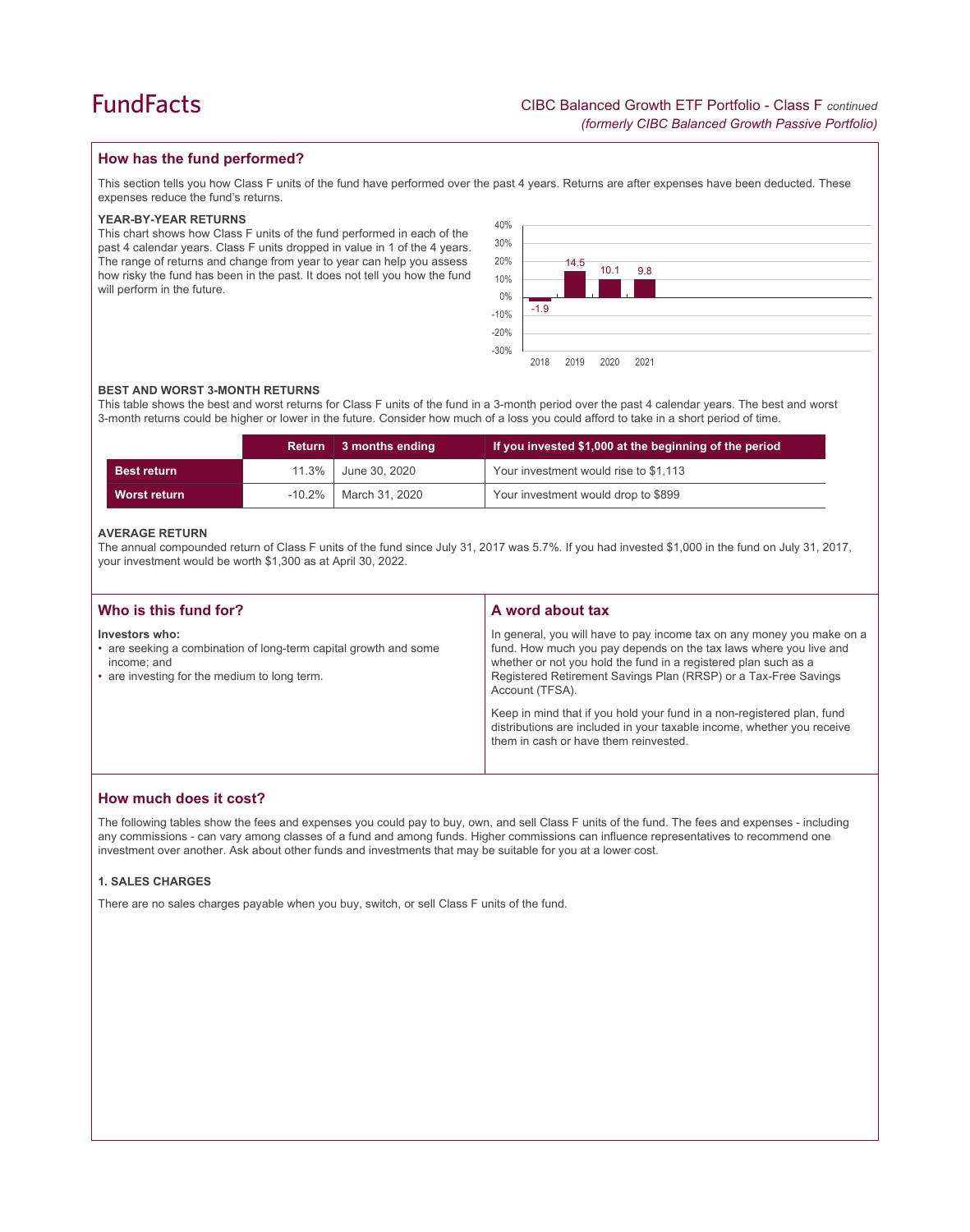## How has the fund performed?

This section tells you how Class F units of the fund have performed over the past 4 years. Returns are after expenses have been deducted. These expenses reduce the fund's returns.

### YEAR-BY-YEAR RETURNS

This chart shows how Class F units of the fund performed in each of the past 4 calendar years. Class F units dropped in value in 1 of the 4 years. The range of returns and change from year to year can help you assess how risky the fund has been in the past. It does not tell you how the fund will perform in the future.

| Year | Return (%) |
|---|---|
| 2018 | -1.9 |
| 2019 | 14.5 |
| 2020 | 10.1 |
| 2021 | 9.8 |

### BEST AND WORST 3-MONTH RETURNS

This table shows the best and worst returns for Class F units of the fund in a 3-month period over the past 4 calendar years. The best and worst 3-month returns could be higher or lower in the future. Consider how much of a loss you could afford to take in a short period of time.

| | Return | 3 months ending | If you invested $1,000 at the beginning of the period |
|---|---|---|---|
| **Best return** | 11.3% | June 30, 2020 | Your investment would rise to $1,113 |
| **Worst return** | -10.2% | March 31, 2020 | Your investment would drop to $899 |

### AVERAGE RETURN

The annual compounded return of Class F units of the fund since July 31, 2017 was 5.7%. If you had invested $1,000 in the fund on July 31, 2017, your investment would be worth $1,300 as at April 30, 2022.

## Who is this fund for?

**Investors who:**

- are seeking a combination of long-term capital growth and some income; and
- are investing for the medium to long term.

## A word about tax

In general, you will have to pay income tax on any money you make on a fund. How much you pay depends on the tax laws where you live and whether or not you hold the fund in a registered plan such as a Registered Retirement Savings Plan (RRSP) or a Tax-Free Savings Account (TFSA).

Keep in mind that if you hold your fund in a non-registered plan, fund distributions are included in your taxable income, whether you receive them in cash or have them reinvested.

## How much does it cost?

The following tables show the fees and expenses you could pay to buy, own, and sell Class F units of the fund. The fees and expenses - including any commissions - can vary among classes of a fund and among funds. Higher commissions can influence representatives to recommend one investment over another. Ask about other funds and investments that may be suitable for you at a lower cost.

### 1. SALES CHARGES

There are no sales charges payable when you buy, switch, or sell Class F units of the fund.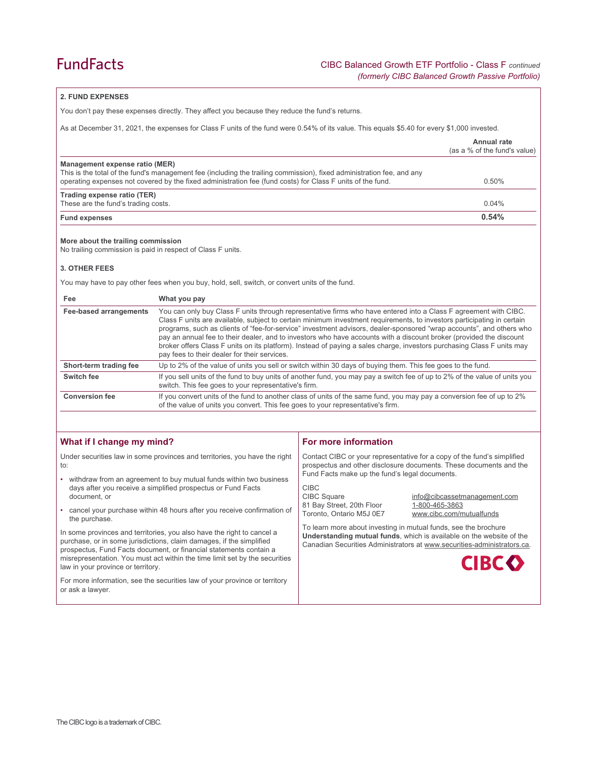## 2. FUND EXPENSES

You don't pay these expenses directly. They affect you because they reduce the fund's returns.

As at December 31, 2021, the expenses for Class F units of the fund were 0.54% of its value. This equals $5.40 for every $1,000 invested.

| | Annual rate (as a % of the fund's value) |
|---|---|
| **Management expense ratio (MER)** This is the total of the fund's management fee (including the trailing commission), fixed administration fee, and any operating expenses not covered by the fixed administration fee (fund costs) for Class F units of the fund. | 0.50% |
| **Trading expense ratio (TER)** These are the fund's trading costs. | 0.04% |
| **Fund expenses** | **0.54%** |

**More about the trailing commission**
No trailing commission is paid in respect of Class F units.

## 3. OTHER FEES

You may have to pay other fees when you buy, hold, sell, switch, or convert units of the fund.

| Fee | What you pay |
|---|---|
| **Fee-based arrangements** | You can only buy Class F units through representative firms who have entered into a Class F agreement with CIBC. Class F units are available, subject to certain minimum investment requirements, to investors participating in certain programs, such as clients of "fee-for-service" investment advisors, dealer-sponsored "wrap accounts", and others who pay an annual fee to their dealer, and to investors who have accounts with a discount broker (provided the discount broker offers Class F units on its platform). Instead of paying a sales charge, investors purchasing Class F units may pay fees to their dealer for their services. |
| **Short-term trading fee** | Up to 2% of the value of units you sell or switch within 30 days of buying them. This fee goes to the fund. |
| **Switch fee** | If you sell units of the fund to buy units of another fund, you may pay a switch fee of up to 2% of the value of units you switch. This fee goes to your representative's firm. |
| **Conversion fee** | If you convert units of the fund to another class of units of the same fund, you may pay a conversion fee of up to 2% of the value of units you convert. This fee goes to your representative's firm. |

## What if I change my mind?

Under securities law in some provinces and territories, you have the right to:

- withdraw from an agreement to buy mutual funds within two business days after you receive a simplified prospectus or Fund Facts document, or
- cancel your purchase within 48 hours after you receive confirmation of the purchase.

In some provinces and territories, you also have the right to cancel a purchase, or in some jurisdictions, claim damages, if the simplified prospectus, Fund Facts document, or financial statements contain a misrepresentation. You must act within the time limit set by the securities law in your province or territory.

For more information, see the securities law of your province or territory or ask a lawyer.

## For more information

Contact CIBC or your representative for a copy of the fund's simplified prospectus and other disclosure documents. These documents and the Fund Facts make up the fund's legal documents.

CIBC
CIBC Square
81 Bay Street, 20th Floor
Toronto, Ontario M5J 0E7

info@cibcassetmanagement.com
1-800-465-3863
www.cibc.com/mutualfunds

To learn more about investing in mutual funds, see the brochure **Understanding mutual funds**, which is available on the website of the Canadian Securities Administrators at www.securities-administrators.ca.

The CIBC logo is a trademark of CIBC.